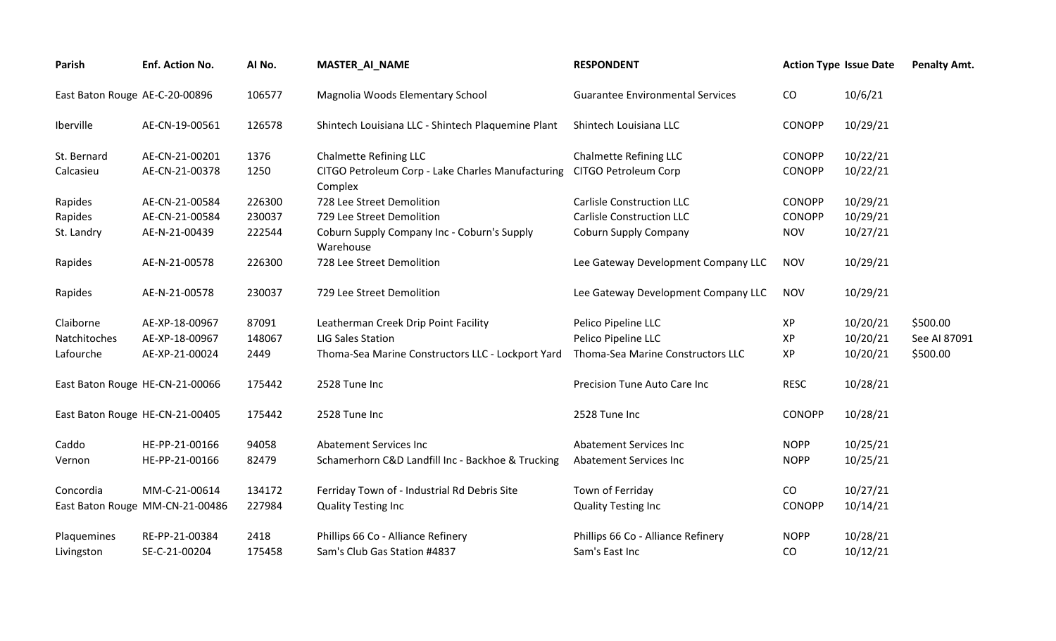| Parish | Enf. Action No. | AI No. | MASTER_AI_NAME | RESPONDENT | Action Type | Issue Date | Penalty Amt. |
| --- | --- | --- | --- | --- | --- | --- | --- |
| East Baton Rouge | AE-C-20-00896 | 106577 | Magnolia Woods Elementary School | Guarantee Environmental Services | CO | 10/6/21 | |
| Iberville | AE-CN-19-00561 | 126578 | Shintech Louisiana LLC - Shintech Plaquemine Plant | Shintech Louisiana LLC | CONOPP | 10/29/21 | |
| St. Bernard | AE-CN-21-00201 | 1376 | Chalmette Refining LLC | Chalmette Refining LLC | CONOPP | 10/22/21 | |
| Calcasieu | AE-CN-21-00378 | 1250 | CITGO Petroleum Corp - Lake Charles Manufacturing Complex | CITGO Petroleum Corp | CONOPP | 10/22/21 | |
| Rapides | AE-CN-21-00584 | 226300 | 728 Lee Street Demolition | Carlisle Construction LLC | CONOPP | 10/29/21 | |
| Rapides | AE-CN-21-00584 | 230037 | 729 Lee Street Demolition | Carlisle Construction LLC | CONOPP | 10/29/21 | |
| St. Landry | AE-N-21-00439 | 222544 | Coburn Supply Company Inc - Coburn's Supply Warehouse | Coburn Supply Company | NOV | 10/27/21 | |
| Rapides | AE-N-21-00578 | 226300 | 728 Lee Street Demolition | Lee Gateway Development Company LLC | NOV | 10/29/21 | |
| Rapides | AE-N-21-00578 | 230037 | 729 Lee Street Demolition | Lee Gateway Development Company LLC | NOV | 10/29/21 | |
| Claiborne | AE-XP-18-00967 | 87091 | Leatherman Creek Drip Point Facility | Pelico Pipeline LLC | XP | 10/20/21 | $500.00 |
| Natchitoches | AE-XP-18-00967 | 148067 | LIG Sales Station | Pelico Pipeline LLC | XP | 10/20/21 | See AI 87091 |
| Lafourche | AE-XP-21-00024 | 2449 | Thoma-Sea Marine Constructors LLC - Lockport Yard | Thoma-Sea Marine Constructors LLC | XP | 10/20/21 | $500.00 |
| East Baton Rouge | HE-CN-21-00066 | 175442 | 2528 Tune Inc | Precision Tune Auto Care Inc | RESC | 10/28/21 | |
| East Baton Rouge | HE-CN-21-00405 | 175442 | 2528 Tune Inc | 2528 Tune Inc | CONOPP | 10/28/21 | |
| Caddo | HE-PP-21-00166 | 94058 | Abatement Services Inc | Abatement Services Inc | NOPP | 10/25/21 | |
| Vernon | HE-PP-21-00166 | 82479 | Schamerhorn C&D Landfill Inc - Backhoe & Trucking | Abatement Services Inc | NOPP | 10/25/21 | |
| Concordia | MM-C-21-00614 | 134172 | Ferriday Town of - Industrial Rd Debris Site | Town of Ferriday | CO | 10/27/21 | |
| East Baton Rouge | MM-CN-21-00486 | 227984 | Quality Testing Inc | Quality Testing Inc | CONOPP | 10/14/21 | |
| Plaquemines | RE-PP-21-00384 | 2418 | Phillips 66 Co - Alliance Refinery | Phillips 66 Co - Alliance Refinery | NOPP | 10/28/21 | |
| Livingston | SE-C-21-00204 | 175458 | Sam's Club Gas Station #4837 | Sam's East Inc | CO | 10/12/21 | |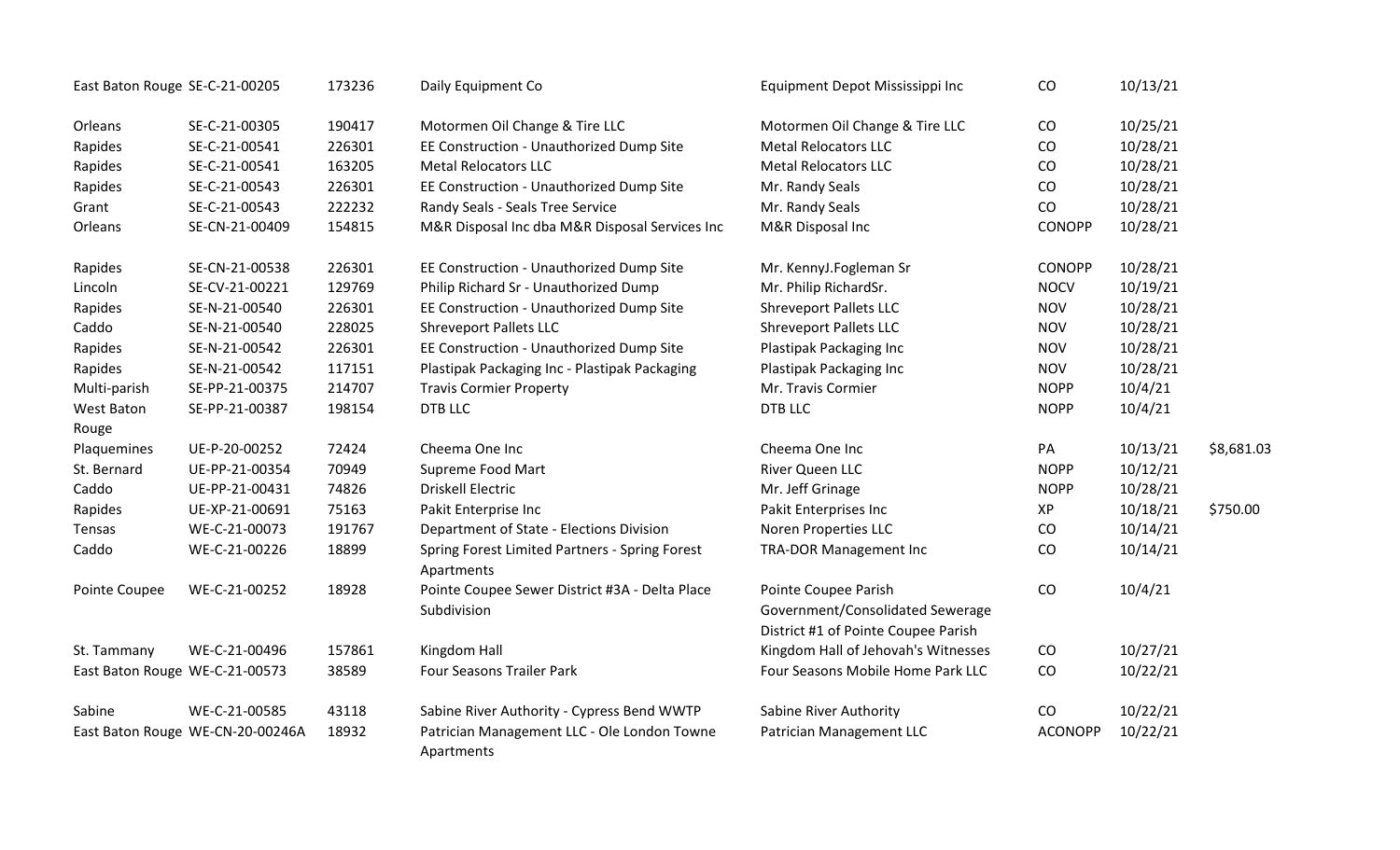| | | | | | | | |
|---|---|---|---|---|---|---|---|
| East Baton Rouge | SE-C-21-00205 | 173236 | Daily Equipment Co | Equipment Depot Mississippi Inc | CO | 10/13/21 | |
| Orleans | SE-C-21-00305 | 190417 | Motormen Oil Change & Tire LLC | Motormen Oil Change & Tire LLC | CO | 10/25/21 | |
| Rapides | SE-C-21-00541 | 226301 | EE Construction - Unauthorized Dump Site | Metal Relocators LLC | CO | 10/28/21 | |
| Rapides | SE-C-21-00541 | 163205 | Metal Relocators LLC | Metal Relocators LLC | CO | 10/28/21 | |
| Rapides | SE-C-21-00543 | 226301 | EE Construction - Unauthorized Dump Site | Mr. Randy Seals | CO | 10/28/21 | |
| Grant | SE-C-21-00543 | 222232 | Randy Seals - Seals Tree Service | Mr. Randy Seals | CO | 10/28/21 | |
| Orleans | SE-CN-21-00409 | 154815 | M&R Disposal Inc dba M&R Disposal Services Inc | M&R Disposal Inc | CONOPP | 10/28/21 | |
| Rapides | SE-CN-21-00538 | 226301 | EE Construction - Unauthorized Dump Site | Mr. KennyJ.Fogleman Sr | CONOPP | 10/28/21 | |
| Lincoln | SE-CV-21-00221 | 129769 | Philip Richard Sr - Unauthorized Dump | Mr. Philip RichardSr. | NOCV | 10/19/21 | |
| Rapides | SE-N-21-00540 | 226301 | EE Construction - Unauthorized Dump Site | Shreveport Pallets LLC | NOV | 10/28/21 | |
| Caddo | SE-N-21-00540 | 228025 | Shreveport Pallets LLC | Shreveport Pallets LLC | NOV | 10/28/21 | |
| Rapides | SE-N-21-00542 | 226301 | EE Construction - Unauthorized Dump Site | Plastipak Packaging Inc | NOV | 10/28/21 | |
| Rapides | SE-N-21-00542 | 117151 | Plastipak Packaging Inc - Plastipak Packaging | Plastipak Packaging Inc | NOV | 10/28/21 | |
| Multi-parish | SE-PP-21-00375 | 214707 | Travis Cormier Property | Mr. Travis Cormier | NOPP | 10/4/21 | |
| West Baton Rouge | SE-PP-21-00387 | 198154 | DTB LLC | DTB LLC | NOPP | 10/4/21 | |
| Plaquemines | UE-P-20-00252 | 72424 | Cheema One Inc | Cheema One Inc | PA | 10/13/21 | $8,681.03 |
| St. Bernard | UE-PP-21-00354 | 70949 | Supreme Food Mart | River Queen LLC | NOPP | 10/12/21 | |
| Caddo | UE-PP-21-00431 | 74826 | Driskell Electric | Mr. Jeff Grinage | NOPP | 10/28/21 | |
| Rapides | UE-XP-21-00691 | 75163 | Pakit Enterprise Inc | Pakit Enterprises Inc | XP | 10/18/21 | $750.00 |
| Tensas | WE-C-21-00073 | 191767 | Department of State - Elections Division | Noren Properties LLC | CO | 10/14/21 | |
| Caddo | WE-C-21-00226 | 18899 | Spring Forest Limited Partners - Spring Forest Apartments | TRA-DOR Management Inc | CO | 10/14/21 | |
| Pointe Coupee | WE-C-21-00252 | 18928 | Pointe Coupee Sewer District #3A - Delta Place Subdivision | Pointe Coupee Parish Government/Consolidated Sewerage District #1 of Pointe Coupee Parish | CO | 10/4/21 | |
| St. Tammany | WE-C-21-00496 | 157861 | Kingdom Hall | Kingdom Hall of Jehovah's Witnesses | CO | 10/27/21 | |
| East Baton Rouge | WE-C-21-00573 | 38589 | Four Seasons Trailer Park | Four Seasons Mobile Home Park LLC | CO | 10/22/21 | |
| Sabine | WE-C-21-00585 | 43118 | Sabine River Authority - Cypress Bend WWTP | Sabine River Authority | CO | 10/22/21 | |
| East Baton Rouge | WE-CN-20-00246A | 18932 | Patrician Management LLC - Ole London Towne Apartments | Patrician Management LLC | ACONOPP | 10/22/21 | |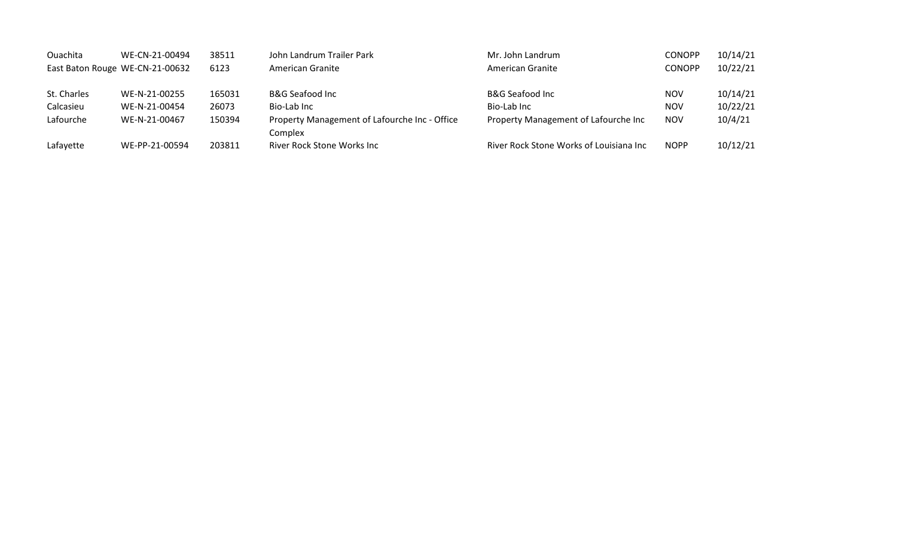| | | | | | | |
|---|---|---|---|---|---|---|
| Ouachita | WE-CN-21-00494 | 38511 | John Landrum Trailer Park | Mr. John Landrum | CONOPP | 10/14/21 |
| East Baton Rouge | WE-CN-21-00632 | 6123 | American Granite | American Granite | CONOPP | 10/22/21 |
| St. Charles | WE-N-21-00255 | 165031 | B&G Seafood Inc | B&G Seafood Inc | NOV | 10/14/21 |
| Calcasieu | WE-N-21-00454 | 26073 | Bio-Lab Inc | Bio-Lab Inc | NOV | 10/22/21 |
| Lafourche | WE-N-21-00467 | 150394 | Property Management of Lafourche Inc - Office Complex | Property Management of Lafourche Inc | NOV | 10/4/21 |
| Lafayette | WE-PP-21-00594 | 203811 | River Rock Stone Works Inc | River Rock Stone Works of Louisiana Inc | NOPP | 10/12/21 |